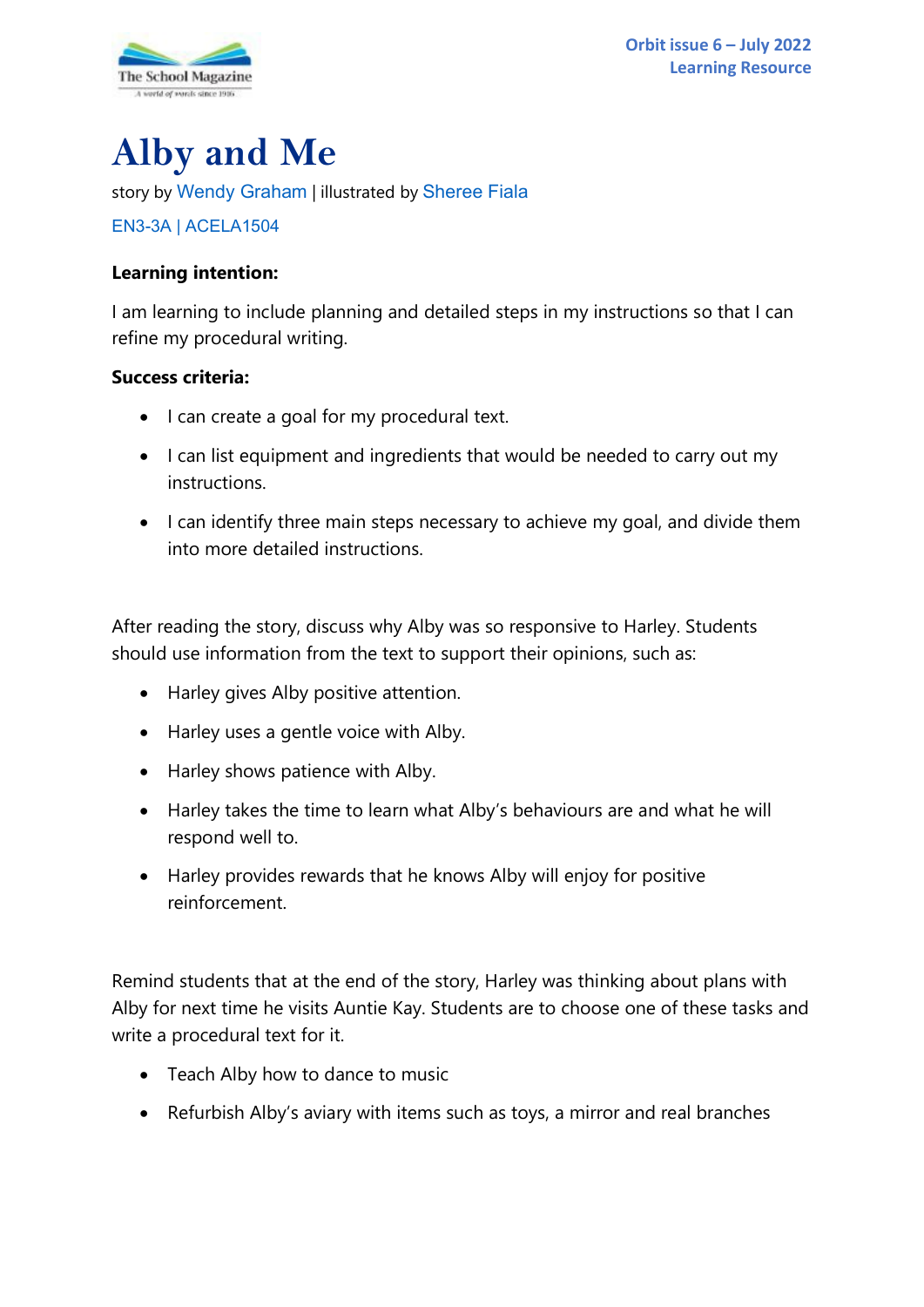Orbit issue 6 – July 2022
Learning Resource

# Alby and Me

story by Wendy Graham | illustrated by Sheree Fiala

EN3-3A | ACELA1504

**Learning intention:**

I am learning to include planning and detailed steps in my instructions so that I can refine my procedural writing.

**Success criteria:**

- I can create a goal for my procedural text.
- I can list equipment and ingredients that would be needed to carry out my instructions.
- I can identify three main steps necessary to achieve my goal, and divide them into more detailed instructions.

After reading the story, discuss why Alby was so responsive to Harley. Students should use information from the text to support their opinions, such as:

- Harley gives Alby positive attention.
- Harley uses a gentle voice with Alby.
- Harley shows patience with Alby.
- Harley takes the time to learn what Alby's behaviours are and what he will respond well to.
- Harley provides rewards that he knows Alby will enjoy for positive reinforcement.

Remind students that at the end of the story, Harley was thinking about plans with Alby for next time he visits Auntie Kay. Students are to choose one of these tasks and write a procedural text for it.

- Teach Alby how to dance to music
- Refurbish Alby's aviary with items such as toys, a mirror and real branches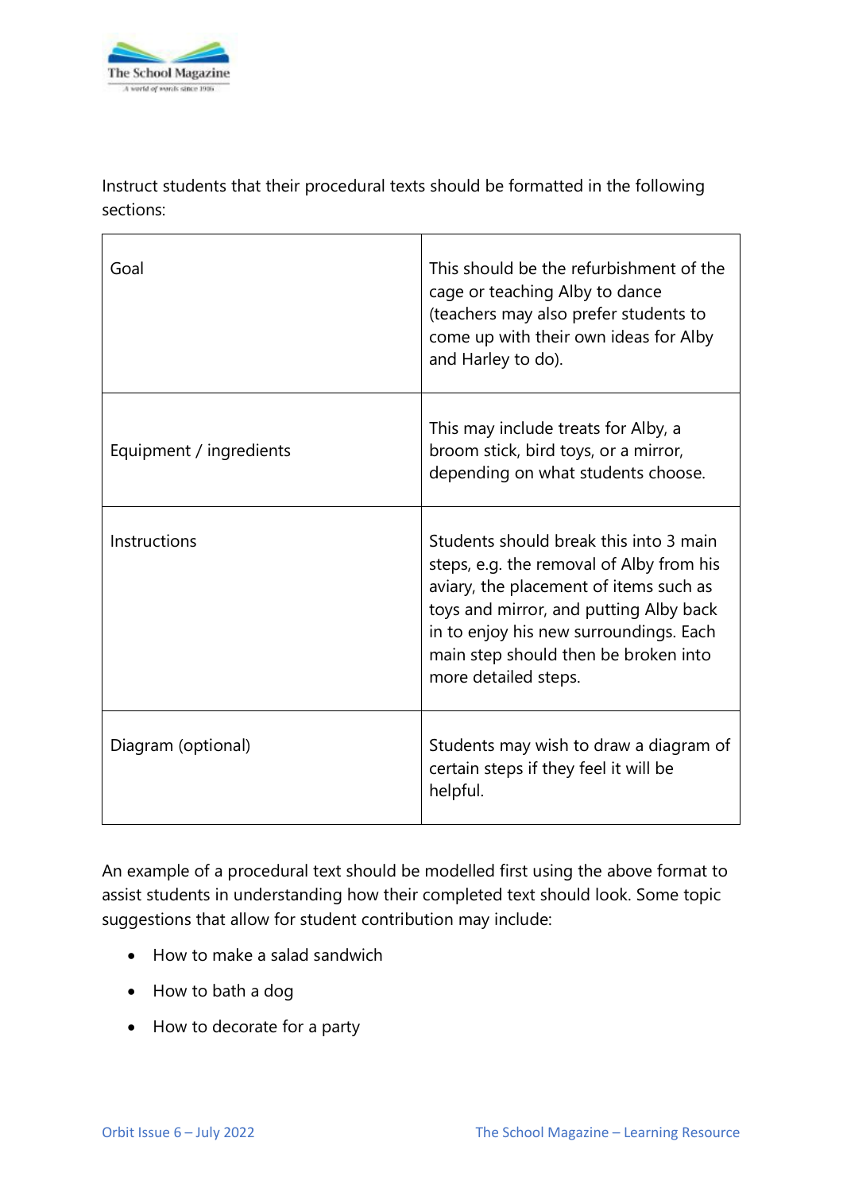Instruct students that their procedural texts should be formatted in the following sections:

| | |
|---|---|
| Goal | This should be the refurbishment of the cage or teaching Alby to dance (teachers may also prefer students to come up with their own ideas for Alby and Harley to do). |
| Equipment / ingredients | This may include treats for Alby, a broom stick, bird toys, or a mirror, depending on what students choose. |
| Instructions | Students should break this into 3 main steps, e.g. the removal of Alby from his aviary, the placement of items such as toys and mirror, and putting Alby back in to enjoy his new surroundings. Each main step should then be broken into more detailed steps. |
| Diagram (optional) | Students may wish to draw a diagram of certain steps if they feel it will be helpful. |

An example of a procedural text should be modelled first using the above format to assist students in understanding how their completed text should look. Some topic suggestions that allow for student contribution may include:

- How to make a salad sandwich
- How to bath a dog
- How to decorate for a party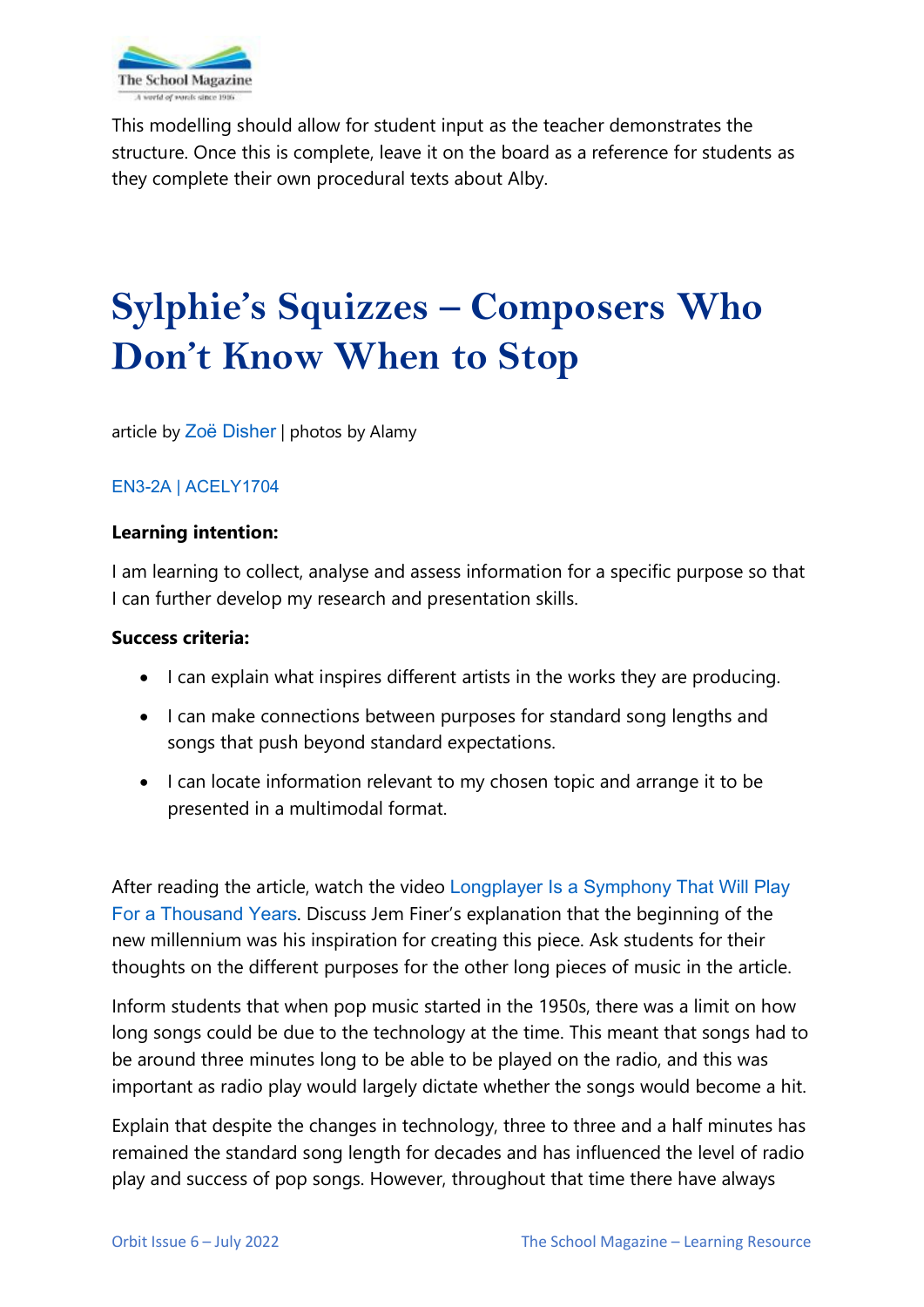This modelling should allow for student input as the teacher demonstrates the structure. Once this is complete, leave it on the board as a reference for students as they complete their own procedural texts about Alby.

# Sylphie's Squizzes – Composers Who Don't Know When to Stop

article by Zoë Disher | photos by Alamy

EN3-2A | ACELY1704

**Learning intention:**

I am learning to collect, analyse and assess information for a specific purpose so that I can further develop my research and presentation skills.

**Success criteria:**

- I can explain what inspires different artists in the works they are producing.
- I can make connections between purposes for standard song lengths and songs that push beyond standard expectations.
- I can locate information relevant to my chosen topic and arrange it to be presented in a multimodal format.

After reading the article, watch the video Longplayer Is a Symphony That Will Play For a Thousand Years. Discuss Jem Finer's explanation that the beginning of the new millennium was his inspiration for creating this piece. Ask students for their thoughts on the different purposes for the other long pieces of music in the article.

Inform students that when pop music started in the 1950s, there was a limit on how long songs could be due to the technology at the time. This meant that songs had to be around three minutes long to be able to be played on the radio, and this was important as radio play would largely dictate whether the songs would become a hit.

Explain that despite the changes in technology, three to three and a half minutes has remained the standard song length for decades and has influenced the level of radio play and success of pop songs. However, throughout that time there have always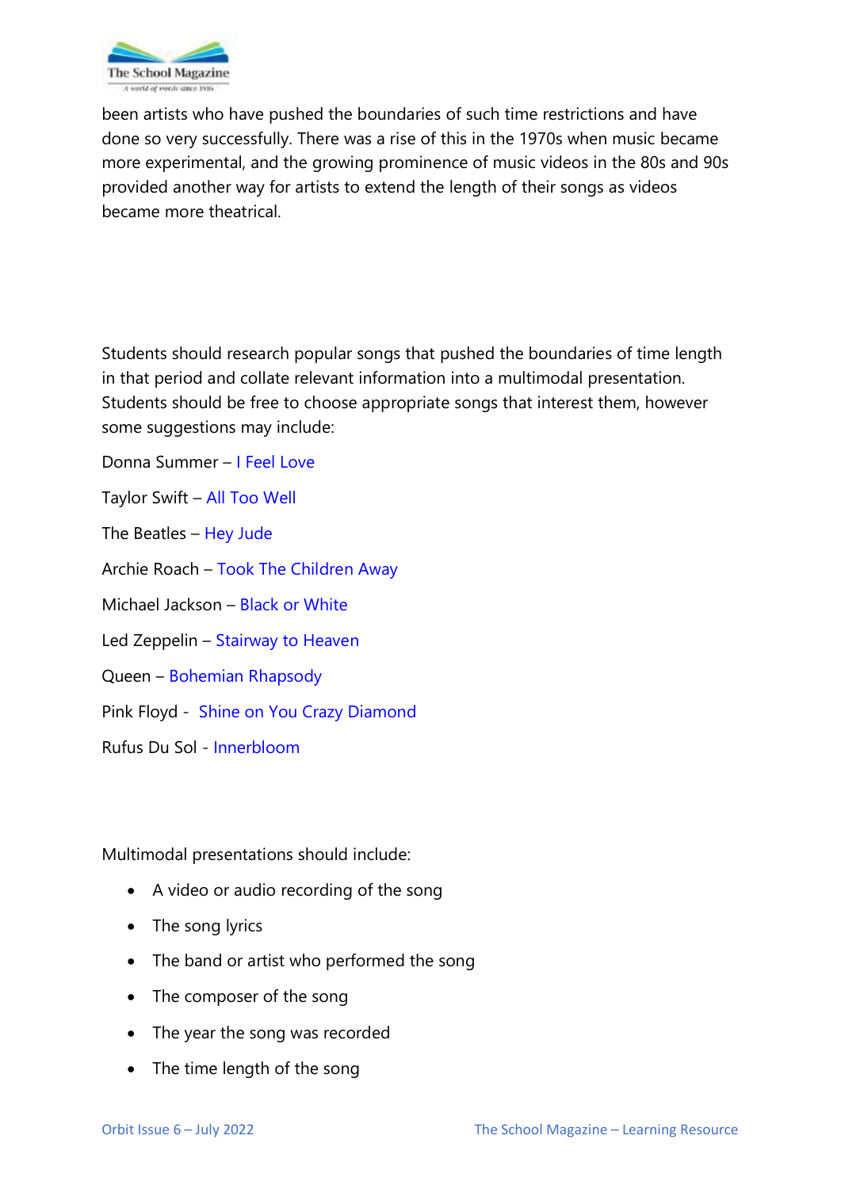been artists who have pushed the boundaries of such time restrictions and have done so very successfully. There was a rise of this in the 1970s when music became more experimental, and the growing prominence of music videos in the 80s and 90s provided another way for artists to extend the length of their songs as videos became more theatrical.

Students should research popular songs that pushed the boundaries of time length in that period and collate relevant information into a multimodal presentation. Students should be free to choose appropriate songs that interest them, however some suggestions may include:

Donna Summer – I Feel Love

Taylor Swift – All Too Well

The Beatles – Hey Jude

Archie Roach – Took The Children Away

Michael Jackson – Black or White

Led Zeppelin – Stairway to Heaven

Queen – Bohemian Rhapsody

Pink Floyd - Shine on You Crazy Diamond

Rufus Du Sol - Innerbloom

Multimodal presentations should include:

- A video or audio recording of the song
- The song lyrics
- The band or artist who performed the song
- The composer of the song
- The year the song was recorded
- The time length of the song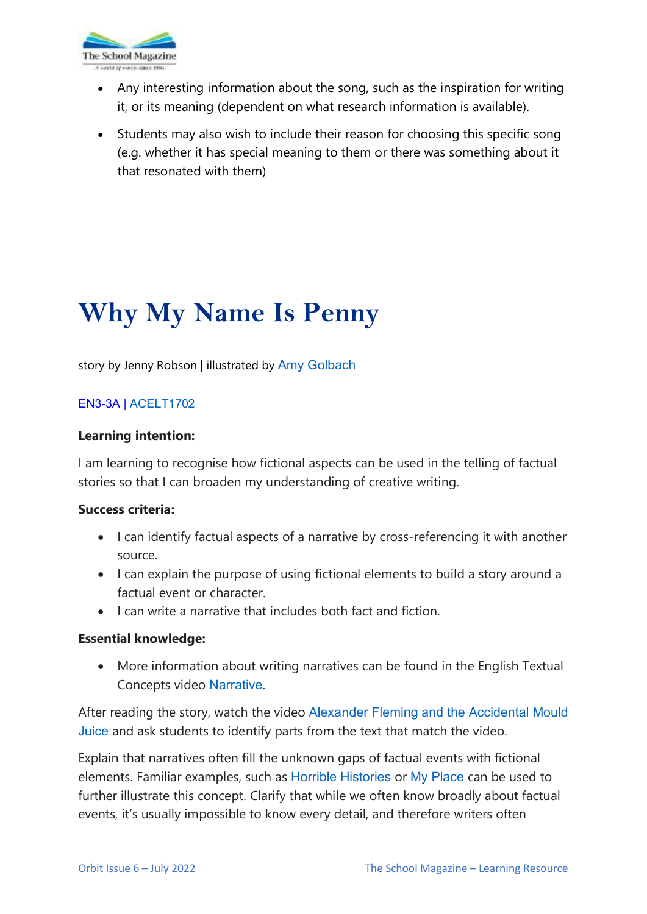- Any interesting information about the song, such as the inspiration for writing it, or its meaning (dependent on what research information is available).
- Students may also wish to include their reason for choosing this specific song (e.g. whether it has special meaning to them or there was something about it that resonated with them)

# Why My Name Is Penny

story by Jenny Robson | illustrated by Amy Golbach

EN3-3A | ACELT1702

**Learning intention:**

I am learning to recognise how fictional aspects can be used in the telling of factual stories so that I can broaden my understanding of creative writing.

**Success criteria:**

- I can identify factual aspects of a narrative by cross-referencing it with another source.
- I can explain the purpose of using fictional elements to build a story around a factual event or character.
- I can write a narrative that includes both fact and fiction.

**Essential knowledge:**

- More information about writing narratives can be found in the English Textual Concepts video Narrative.

After reading the story, watch the video Alexander Fleming and the Accidental Mould Juice and ask students to identify parts from the text that match the video.

Explain that narratives often fill the unknown gaps of factual events with fictional elements. Familiar examples, such as Horrible Histories or My Place can be used to further illustrate this concept. Clarify that while we often know broadly about factual events, it's usually impossible to know every detail, and therefore writers often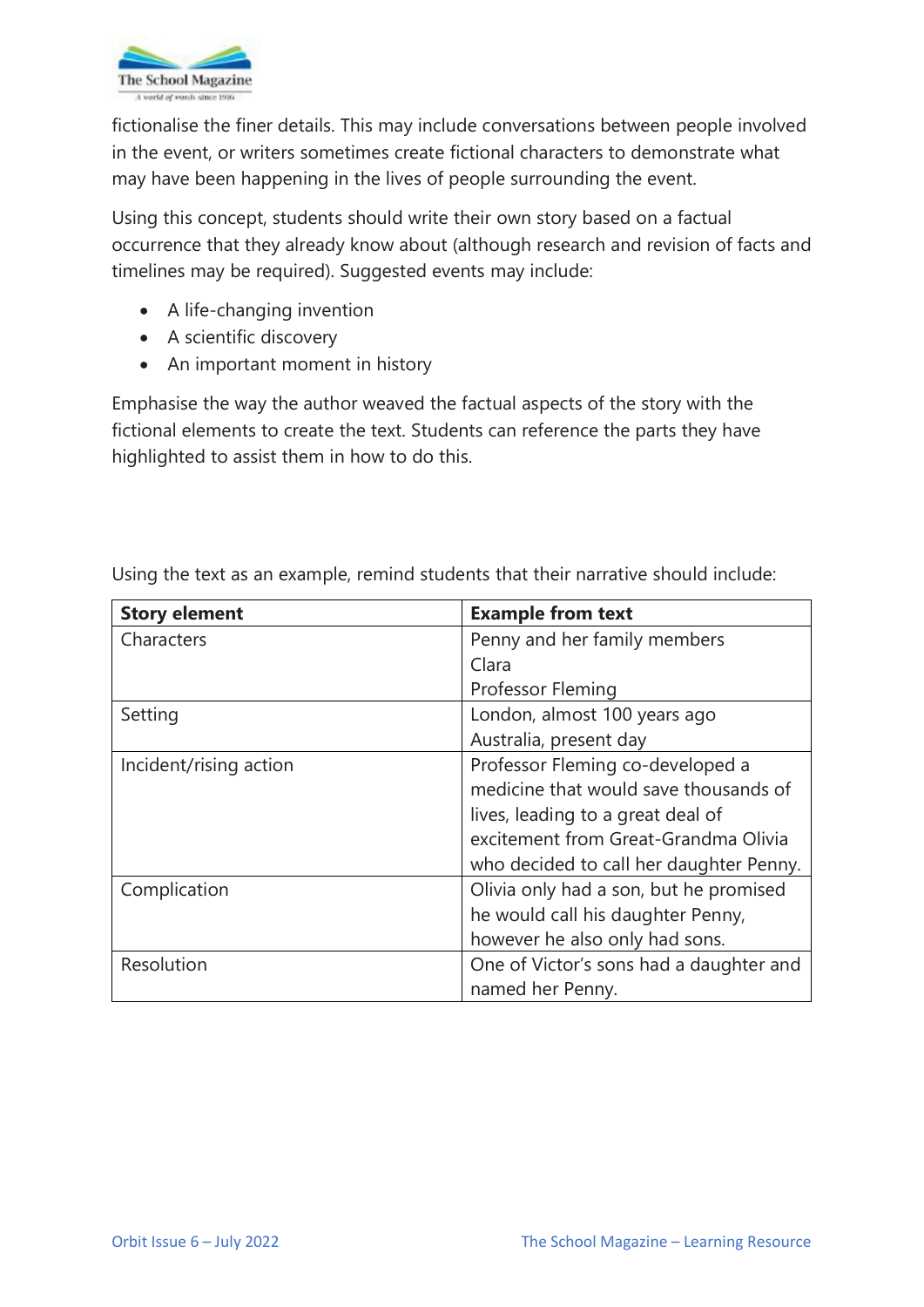fictionalise the finer details. This may include conversations between people involved in the event, or writers sometimes create fictional characters to demonstrate what may have been happening in the lives of people surrounding the event.

Using this concept, students should write their own story based on a factual occurrence that they already know about (although research and revision of facts and timelines may be required). Suggested events may include:

- A life-changing invention
- A scientific discovery
- An important moment in history

Emphasise the way the author weaved the factual aspects of the story with the fictional elements to create the text. Students can reference the parts they have highlighted to assist them in how to do this.

Using the text as an example, remind students that their narrative should include:

| Story element | Example from text |
|---|---|
| Characters | Penny and her family members<br>Clara<br>Professor Fleming |
| Setting | London, almost 100 years ago<br>Australia, present day |
| Incident/rising action | Professor Fleming co-developed a medicine that would save thousands of lives, leading to a great deal of excitement from Great-Grandma Olivia who decided to call her daughter Penny. |
| Complication | Olivia only had a son, but he promised he would call his daughter Penny, however he also only had sons. |
| Resolution | One of Victor's sons had a daughter and named her Penny. |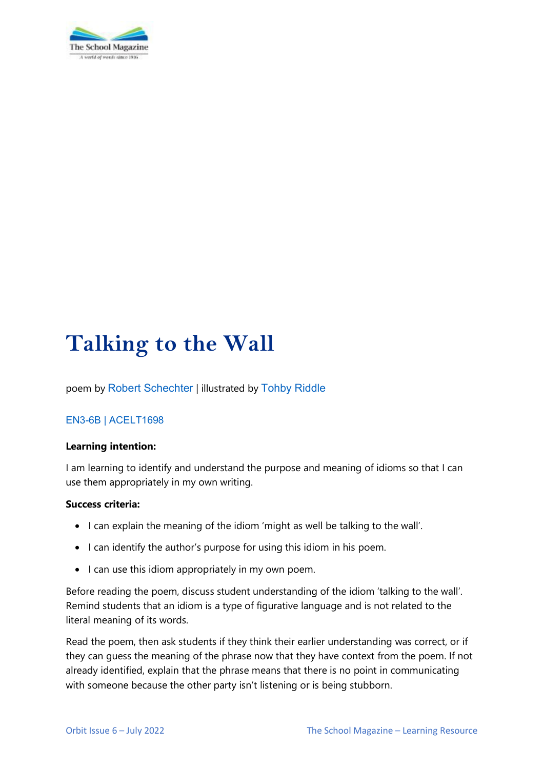# Talking to the Wall

poem by Robert Schechter | illustrated by Tohby Riddle

EN3-6B | ACELT1698

**Learning intention:**

I am learning to identify and understand the purpose and meaning of idioms so that I can use them appropriately in my own writing.

**Success criteria:**

- I can explain the meaning of the idiom 'might as well be talking to the wall'.
- I can identify the author's purpose for using this idiom in his poem.
- I can use this idiom appropriately in my own poem.

Before reading the poem, discuss student understanding of the idiom 'talking to the wall'. Remind students that an idiom is a type of figurative language and is not related to the literal meaning of its words.

Read the poem, then ask students if they think their earlier understanding was correct, or if they can guess the meaning of the phrase now that they have context from the poem. If not already identified, explain that the phrase means that there is no point in communicating with someone because the other party isn't listening or is being stubborn.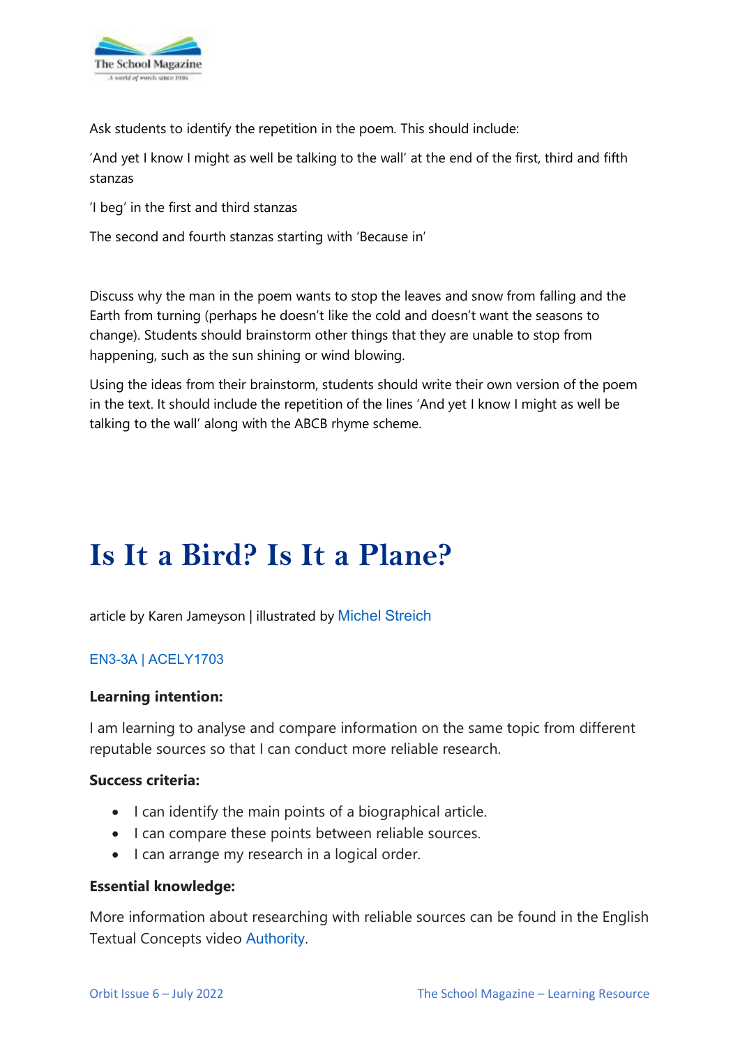Ask students to identify the repetition in the poem. This should include:

'And yet I know I might as well be talking to the wall' at the end of the first, third and fifth stanzas

'I beg' in the first and third stanzas

The second and fourth stanzas starting with 'Because in'

Discuss why the man in the poem wants to stop the leaves and snow from falling and the Earth from turning (perhaps he doesn't like the cold and doesn't want the seasons to change). Students should brainstorm other things that they are unable to stop from happening, such as the sun shining or wind blowing.

Using the ideas from their brainstorm, students should write their own version of the poem in the text. It should include the repetition of the lines 'And yet I know I might as well be talking to the wall' along with the ABCB rhyme scheme.

# Is It a Bird? Is It a Plane?

article by Karen Jameyson | illustrated by Michel Streich

EN3-3A | ACELY1703

**Learning intention:**

I am learning to analyse and compare information on the same topic from different reputable sources so that I can conduct more reliable research.

**Success criteria:**

- I can identify the main points of a biographical article.
- I can compare these points between reliable sources.
- I can arrange my research in a logical order.

**Essential knowledge:**

More information about researching with reliable sources can be found in the English Textual Concepts video Authority.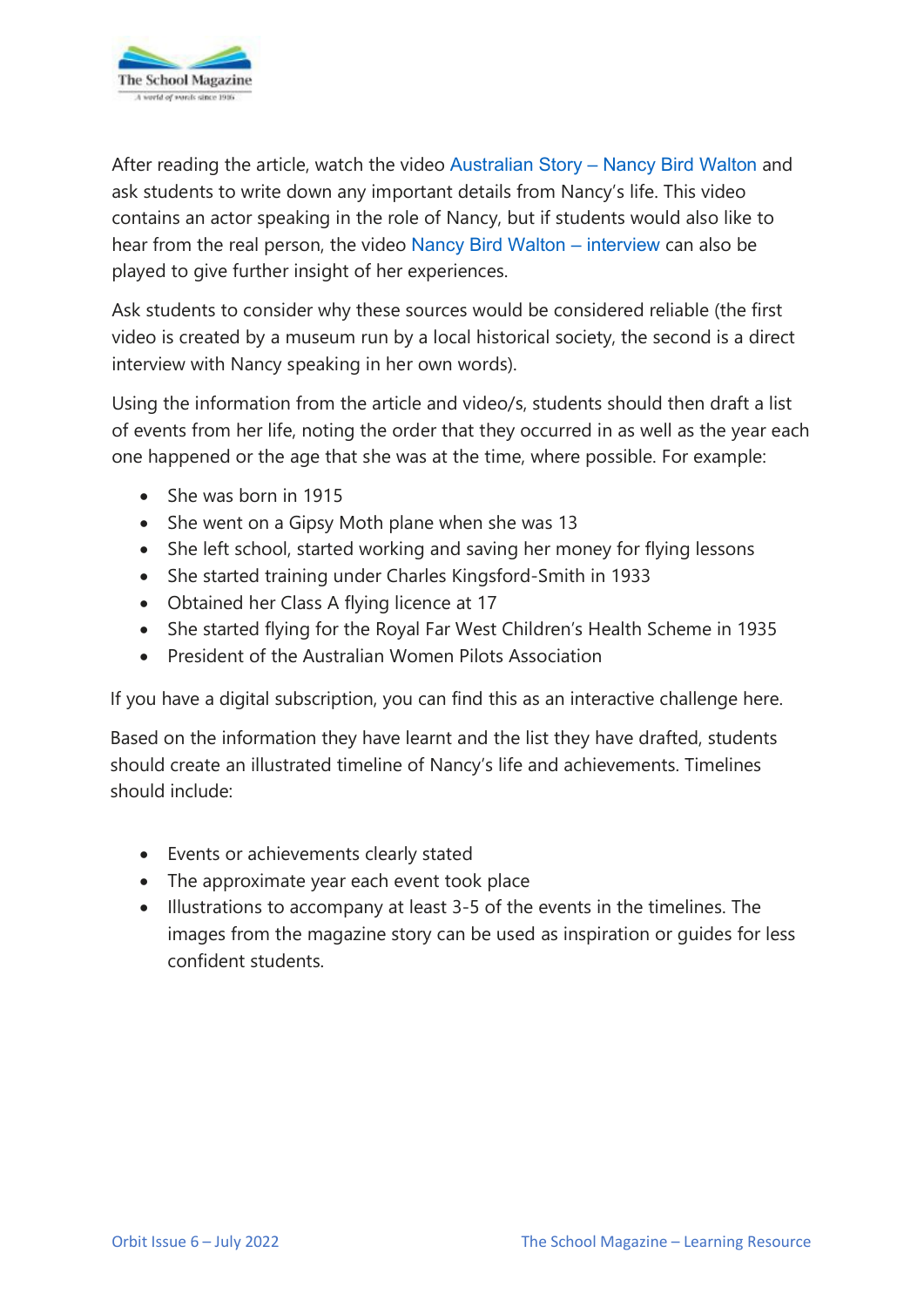After reading the article, watch the video Australian Story – Nancy Bird Walton and ask students to write down any important details from Nancy's life. This video contains an actor speaking in the role of Nancy, but if students would also like to hear from the real person, the video Nancy Bird Walton – interview can also be played to give further insight of her experiences.

Ask students to consider why these sources would be considered reliable (the first video is created by a museum run by a local historical society, the second is a direct interview with Nancy speaking in her own words).

Using the information from the article and video/s, students should then draft a list of events from her life, noting the order that they occurred in as well as the year each one happened or the age that she was at the time, where possible. For example:

- She was born in 1915
- She went on a Gipsy Moth plane when she was 13
- She left school, started working and saving her money for flying lessons
- She started training under Charles Kingsford-Smith in 1933
- Obtained her Class A flying licence at 17
- She started flying for the Royal Far West Children's Health Scheme in 1935
- President of the Australian Women Pilots Association

If you have a digital subscription, you can find this as an interactive challenge here.

Based on the information they have learnt and the list they have drafted, students should create an illustrated timeline of Nancy's life and achievements. Timelines should include:

- Events or achievements clearly stated
- The approximate year each event took place
- Illustrations to accompany at least 3-5 of the events in the timelines. The images from the magazine story can be used as inspiration or guides for less confident students.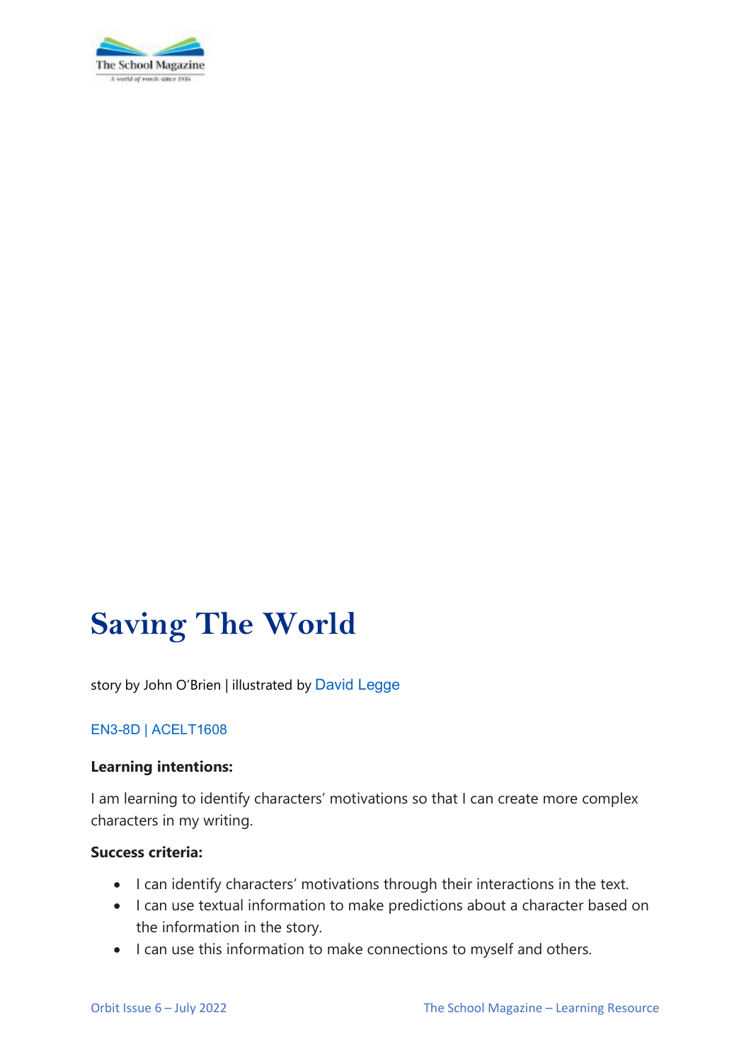# Saving The World

story by John O'Brien | illustrated by David Legge

EN3-8D | ACELT1608

**Learning intentions:**

I am learning to identify characters' motivations so that I can create more complex characters in my writing.

**Success criteria:**

- I can identify characters' motivations through their interactions in the text.
- I can use textual information to make predictions about a character based on the information in the story.
- I can use this information to make connections to myself and others.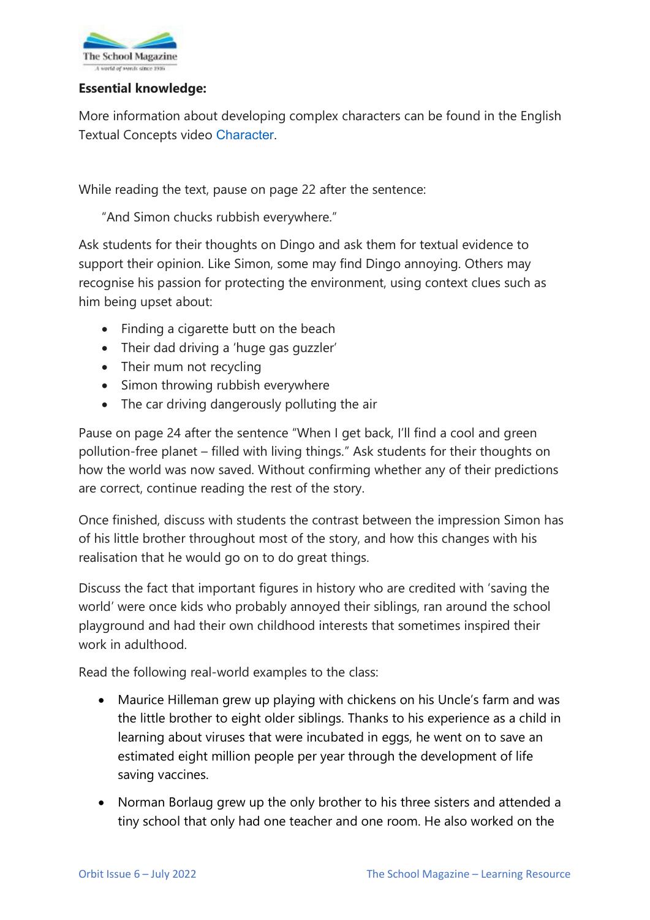**Essential knowledge:**

More information about developing complex characters can be found in the English Textual Concepts video Character.

While reading the text, pause on page 22 after the sentence:

> "And Simon chucks rubbish everywhere."

Ask students for their thoughts on Dingo and ask them for textual evidence to support their opinion. Like Simon, some may find Dingo annoying. Others may recognise his passion for protecting the environment, using context clues such as him being upset about:

- Finding a cigarette butt on the beach
- Their dad driving a 'huge gas guzzler'
- Their mum not recycling
- Simon throwing rubbish everywhere
- The car driving dangerously polluting the air

Pause on page 24 after the sentence "When I get back, I'll find a cool and green pollution-free planet – filled with living things." Ask students for their thoughts on how the world was now saved. Without confirming whether any of their predictions are correct, continue reading the rest of the story.

Once finished, discuss with students the contrast between the impression Simon has of his little brother throughout most of the story, and how this changes with his realisation that he would go on to do great things.

Discuss the fact that important figures in history who are credited with 'saving the world' were once kids who probably annoyed their siblings, ran around the school playground and had their own childhood interests that sometimes inspired their work in adulthood.

Read the following real-world examples to the class:

- Maurice Hilleman grew up playing with chickens on his Uncle's farm and was the little brother to eight older siblings. Thanks to his experience as a child in learning about viruses that were incubated in eggs, he went on to save an estimated eight million people per year through the development of life saving vaccines.
- Norman Borlaug grew up the only brother to his three sisters and attended a tiny school that only had one teacher and one room. He also worked on the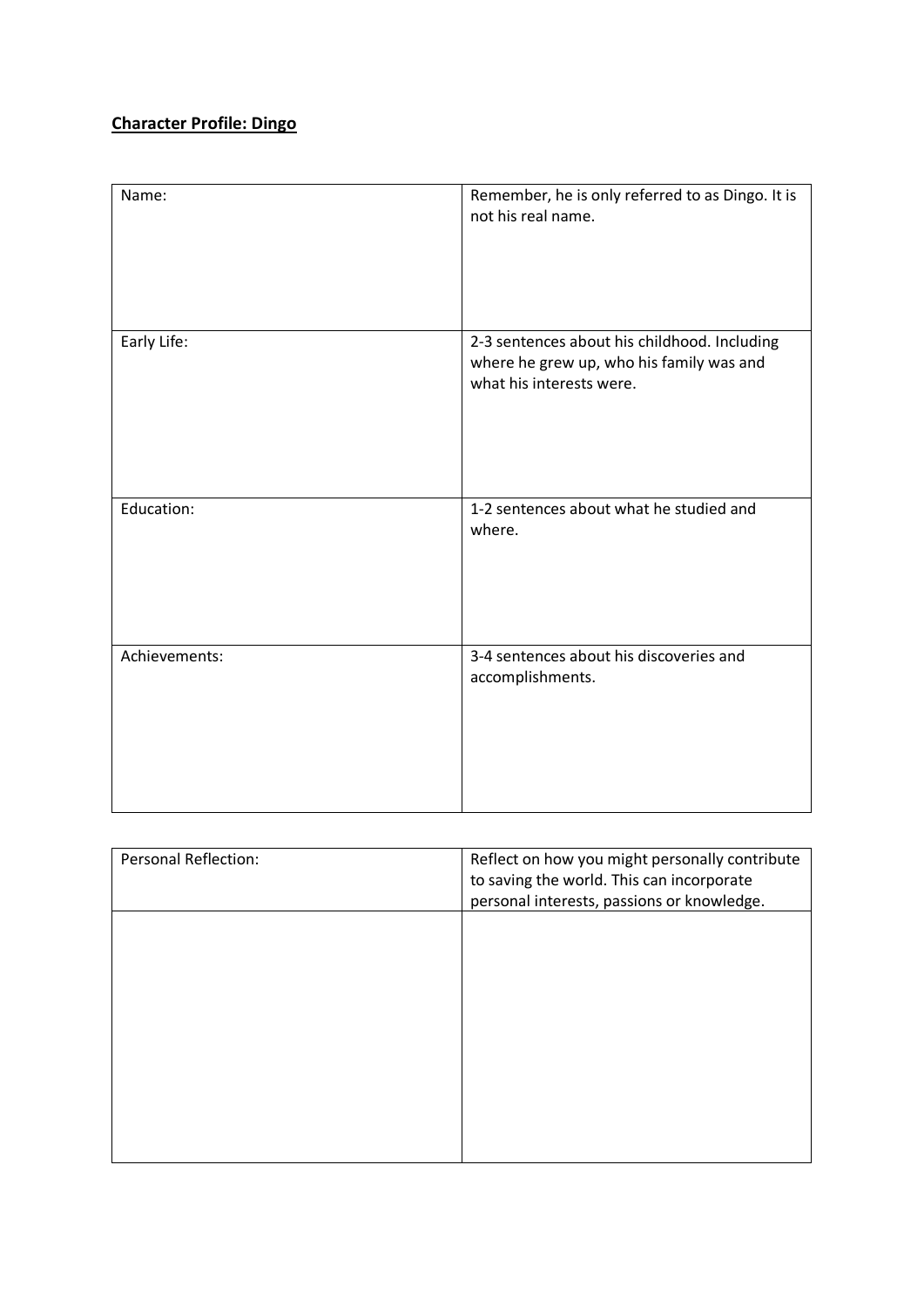**Character Profile: Dingo**

| Name: | Remember, he is only referred to as Dingo. It is not his real name. |
|---|---|
| Early Life: | 2-3 sentences about his childhood. Including where he grew up, who his family was and what his interests were. |
| Education: | 1-2 sentences about what he studied and where. |
| Achievements: | 3-4 sentences about his discoveries and accomplishments. |

| Personal Reflection: | Reflect on how you might personally contribute to saving the world. This can incorporate personal interests, passions or knowledge. |
|---|---|
| | |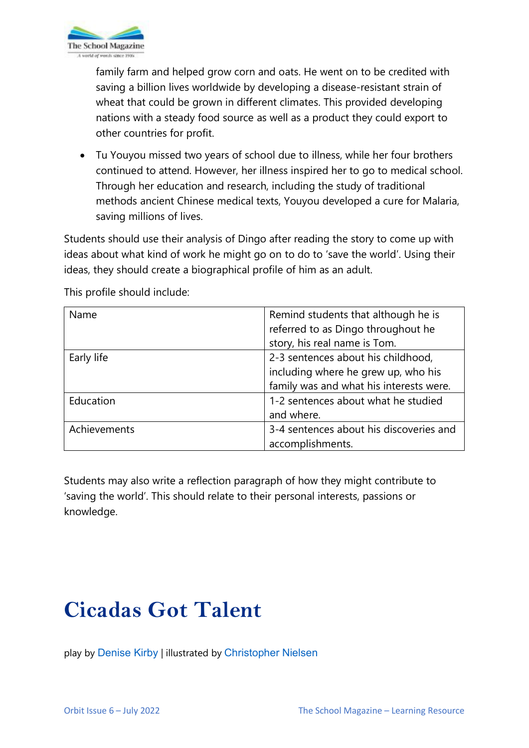family farm and helped grow corn and oats. He went on to be credited with saving a billion lives worldwide by developing a disease-resistant strain of wheat that could be grown in different climates. This provided developing nations with a steady food source as well as a product they could export to other countries for profit.

- Tu Youyou missed two years of school due to illness, while her four brothers continued to attend. However, her illness inspired her to go to medical school. Through her education and research, including the study of traditional methods ancient Chinese medical texts, Youyou developed a cure for Malaria, saving millions of lives.

Students should use their analysis of Dingo after reading the story to come up with ideas about what kind of work he might go on to do to 'save the world'. Using their ideas, they should create a biographical profile of him as an adult.

This profile should include:

| Name | Remind students that although he is referred to as Dingo throughout he story, his real name is Tom. |
|---|---|
| Early life | 2-3 sentences about his childhood, including where he grew up, who his family was and what his interests were. |
| Education | 1-2 sentences about what he studied and where. |
| Achievements | 3-4 sentences about his discoveries and accomplishments. |

Students may also write a reflection paragraph of how they might contribute to 'saving the world'. This should relate to their personal interests, passions or knowledge.

# Cicadas Got Talent

play by Denise Kirby | illustrated by Christopher Nielsen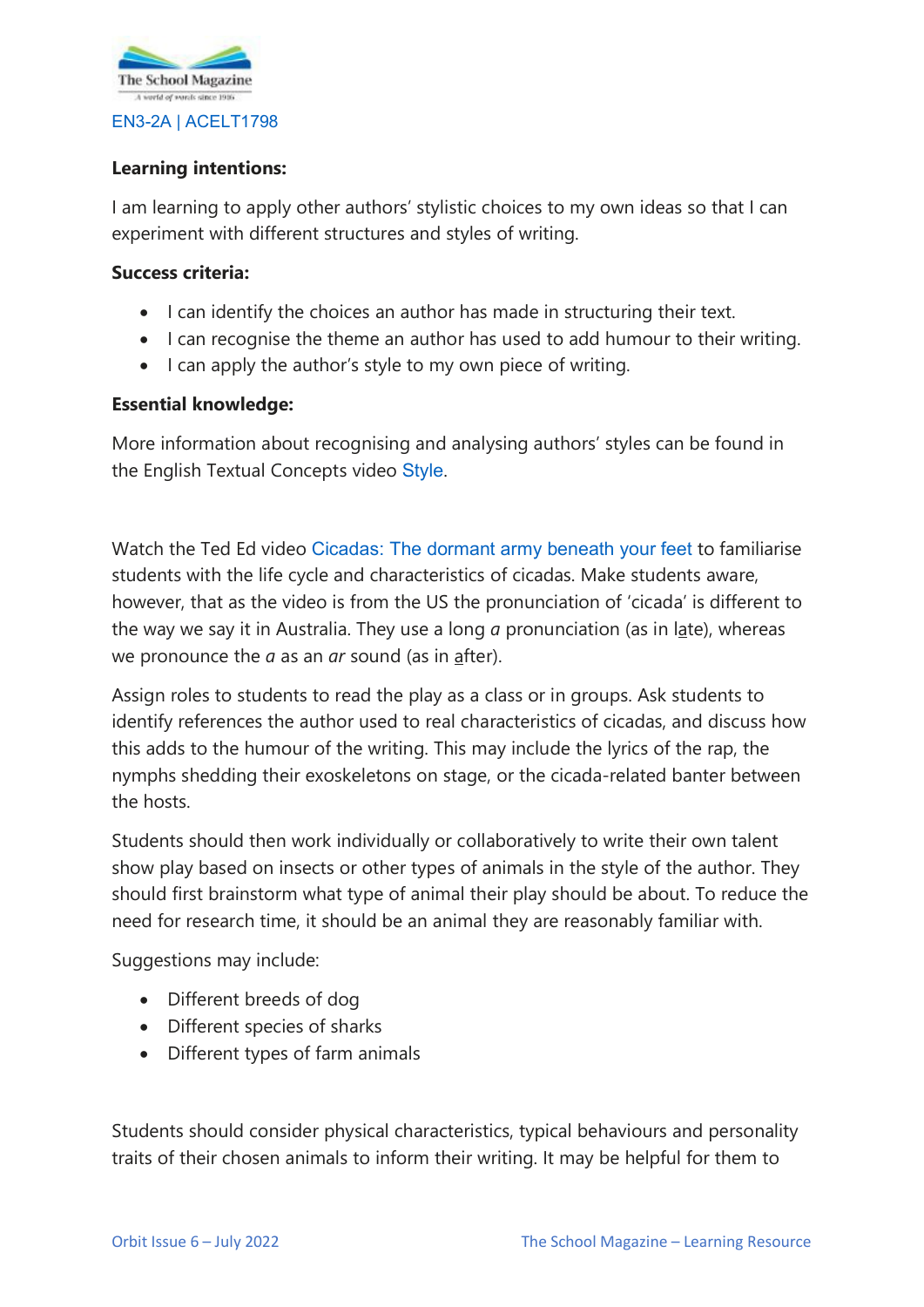EN3-2A | ACELT1798

**Learning intentions:**

I am learning to apply other authors' stylistic choices to my own ideas so that I can experiment with different structures and styles of writing.

**Success criteria:**

- I can identify the choices an author has made in structuring their text.
- I can recognise the theme an author has used to add humour to their writing.
- I can apply the author's style to my own piece of writing.

**Essential knowledge:**

More information about recognising and analysing authors' styles can be found in the English Textual Concepts video Style.

Watch the Ted Ed video Cicadas: The dormant army beneath your feet to familiarise students with the life cycle and characteristics of cicadas. Make students aware, however, that as the video is from the US the pronunciation of 'cicada' is different to the way we say it in Australia. They use a long *a* pronunciation (as in late), whereas we pronounce the *a* as an *ar* sound (as in after).

Assign roles to students to read the play as a class or in groups. Ask students to identify references the author used to real characteristics of cicadas, and discuss how this adds to the humour of the writing. This may include the lyrics of the rap, the nymphs shedding their exoskeletons on stage, or the cicada-related banter between the hosts.

Students should then work individually or collaboratively to write their own talent show play based on insects or other types of animals in the style of the author. They should first brainstorm what type of animal their play should be about. To reduce the need for research time, it should be an animal they are reasonably familiar with.

Suggestions may include:

- Different breeds of dog
- Different species of sharks
- Different types of farm animals

Students should consider physical characteristics, typical behaviours and personality traits of their chosen animals to inform their writing. It may be helpful for them to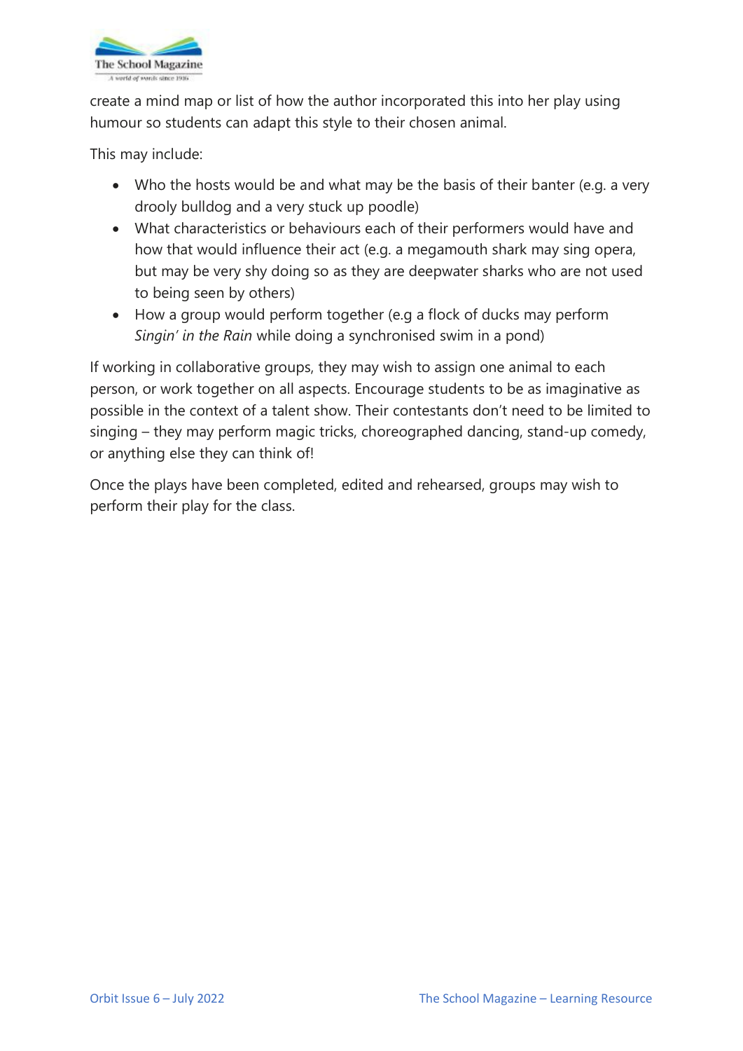create a mind map or list of how the author incorporated this into her play using humour so students can adapt this style to their chosen animal.

This may include:

- Who the hosts would be and what may be the basis of their banter (e.g. a very drooly bulldog and a very stuck up poodle)
- What characteristics or behaviours each of their performers would have and how that would influence their act (e.g. a megamouth shark may sing opera, but may be very shy doing so as they are deepwater sharks who are not used to being seen by others)
- How a group would perform together (e.g a flock of ducks may perform *Singin' in the Rain* while doing a synchronised swim in a pond)

If working in collaborative groups, they may wish to assign one animal to each person, or work together on all aspects. Encourage students to be as imaginative as possible in the context of a talent show. Their contestants don't need to be limited to singing – they may perform magic tricks, choreographed dancing, stand-up comedy, or anything else they can think of!

Once the plays have been completed, edited and rehearsed, groups may wish to perform their play for the class.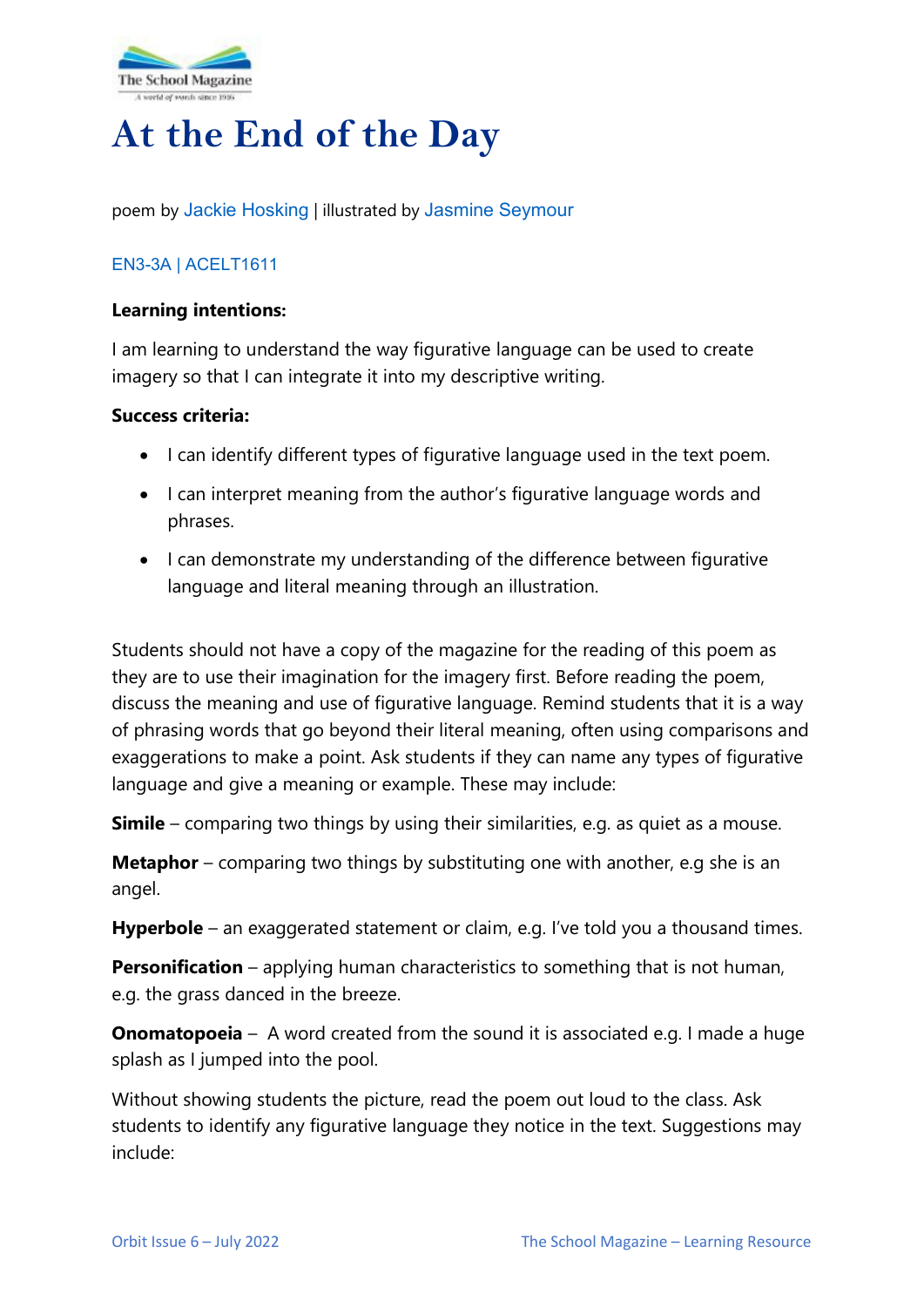# At the End of the Day

poem by Jackie Hosking | illustrated by Jasmine Seymour

EN3-3A | ACELT1611

**Learning intentions:**

I am learning to understand the way figurative language can be used to create imagery so that I can integrate it into my descriptive writing.

**Success criteria:**

- I can identify different types of figurative language used in the text poem.
- I can interpret meaning from the author's figurative language words and phrases.
- I can demonstrate my understanding of the difference between figurative language and literal meaning through an illustration.

Students should not have a copy of the magazine for the reading of this poem as they are to use their imagination for the imagery first. Before reading the poem, discuss the meaning and use of figurative language. Remind students that it is a way of phrasing words that go beyond their literal meaning, often using comparisons and exaggerations to make a point. Ask students if they can name any types of figurative language and give a meaning or example. These may include:

**Simile** – comparing two things by using their similarities, e.g. as quiet as a mouse.

**Metaphor** – comparing two things by substituting one with another, e.g she is an angel.

**Hyperbole** – an exaggerated statement or claim, e.g. I've told you a thousand times.

**Personification** – applying human characteristics to something that is not human, e.g. the grass danced in the breeze.

**Onomatopoeia** – A word created from the sound it is associated e.g. I made a huge splash as I jumped into the pool.

Without showing students the picture, read the poem out loud to the class. Ask students to identify any figurative language they notice in the text. Suggestions may include: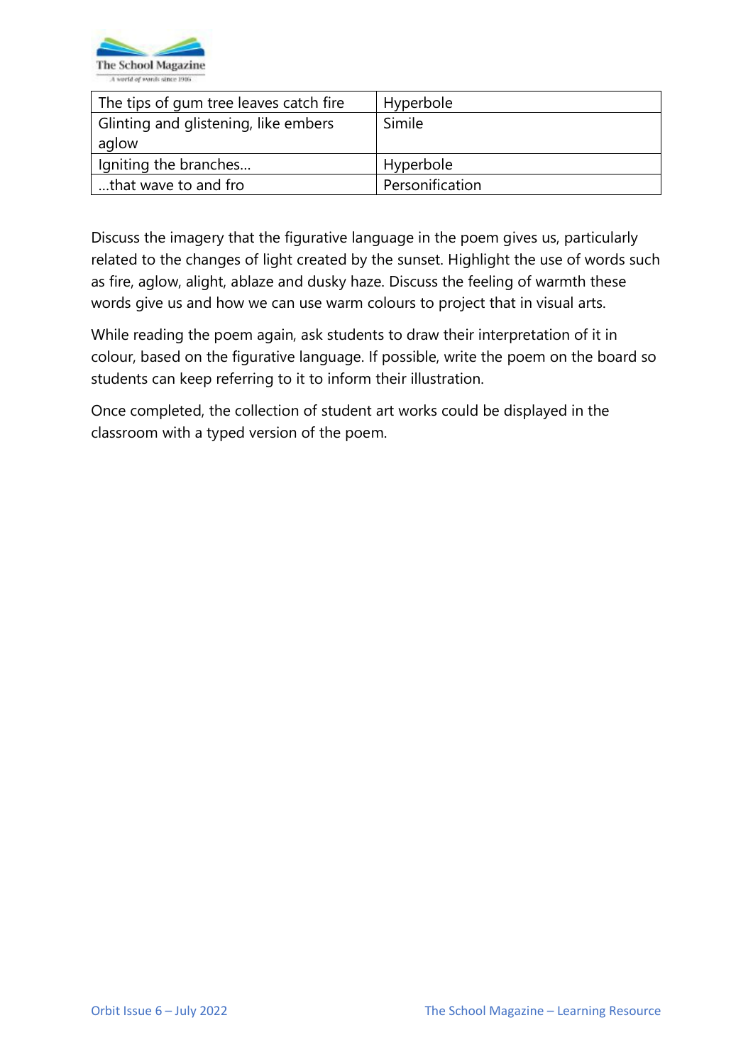| The tips of gum tree leaves catch fire | Hyperbole |
|---|---|
| Glinting and glistening, like embers aglow | Simile |
| Igniting the branches… | Hyperbole |
| …that wave to and fro | Personification |

Discuss the imagery that the figurative language in the poem gives us, particularly related to the changes of light created by the sunset. Highlight the use of words such as fire, aglow, alight, ablaze and dusky haze. Discuss the feeling of warmth these words give us and how we can use warm colours to project that in visual arts.

While reading the poem again, ask students to draw their interpretation of it in colour, based on the figurative language. If possible, write the poem on the board so students can keep referring to it to inform their illustration.

Once completed, the collection of student art works could be displayed in the classroom with a typed version of the poem.